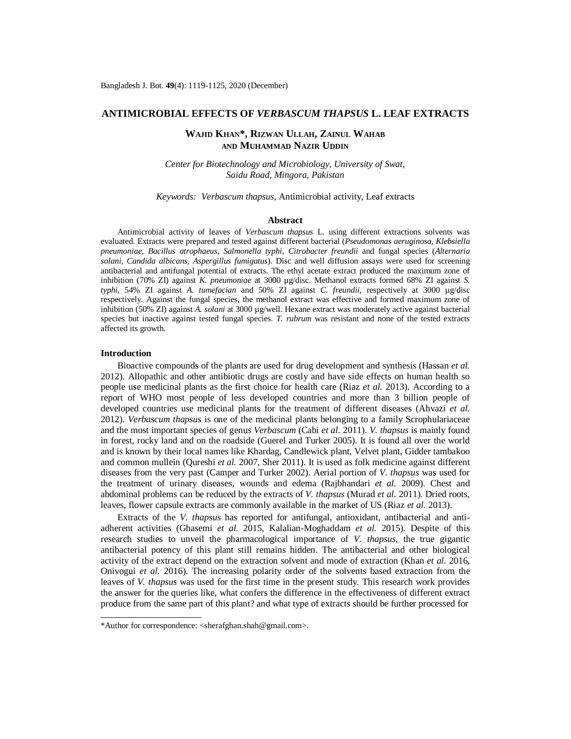# ANTIMICROBIAL EFFECTS OF *VERBASCUM THAPSUS* L. LEAF EXTRACTS

**Wajid Khan\*, Rizwan Ullah, Zainul Wahab and Muhammad Nazir Uddin**

*Center for Biotechnology and Microbiology, University of Swat, Saidu Road, Mingora, Pakistan*

*Keywords:* *Verbascum thapsus*, Antimicrobial activity, Leaf extracts

## Abstract

Antimicrobial activity of leaves of *Verbascum thapsus* L. using different extractions solvents was evaluated. Extracts were prepared and tested against different bacterial (*Pseudomonas aeruginosa, Klebsiella pneumoniae, Bacillus atrophaeus, Salmonella typhi*, *Citrobacter freundii* and fungal species (*Alternaria solani, Candida albicans, Aspergillus fumigatus*). Disc and well diffusion assays were used for screening antibacterial and antifungal potential of extracts. The ethyl acetate extract produced the maximum zone of inhibition (70% ZI) against *K. pneumoniae* at 3000 µg/disc. Methanol extracts formed 68% ZI against *S. typhi*, 54% ZI against *A. tumefacian* and 50% ZI against *C. freundii,* respectively at 3000 µg/disc respectively. Against the fungal species, the methanol extract was effective and formed maximum zone of inhibition (50% ZI) against *A. solani* at 3000 µg/well. Hexane extract was moderately active against bacterial species but inactive against tested fungal species. *T. rubrum* was resistant and none of the tested extracts affected its growth.

## Introduction

Bioactive compounds of the plants are used for drug development and synthesis (Hassan *et al.* 2012). Allopathic and other antibiotic drugs are costly and have side effects on human health so people use medicinal plants as the first choice for health care (Riaz *et al.* 2013). According to a report of WHO most people of less developed countries and more than 3 billion people of developed countries use medicinal plants for the treatment of different diseases (Ahvazi *et al.* 2012). *Verbascum thapsus* is one of the medicinal plants belonging to a family Scrophulariaceae and the most important species of genus *Verbascum* (Cabi *et al.* 2011). *V. thapsus* is mainly found in forest, rocky land and on the roadside (Guerel and Turker 2005). It is found all over the world and is known by their local names like Khardag, Candlewick plant, Velvet plant, Gidder tambakoo and common mullein (Qureshi *et al.* 2007, Sher 2011). It is used as folk medicine against different diseases from the very past (Camper and Turker 2002). Aerial portion of *V. thapsus* was used for the treatment of urinary diseases, wounds and edema (Rajbhandari *et al.* 2009). Chest and abdominal problems can be reduced by the extracts of *V. thapsus* (Murad *et al.* 2011). Dried roots, leaves, flower capsule extracts are commonly available in the market of US (Riaz *et al.* 2013).

Extracts of the *V. thapsus* has reported for antifungal, antioxidant, antibacterial and anti-adherent activities (Ghasemi *et al.* 2015, Kalalian-Moghaddam *et al.* 2015). Despite of this research studies to unveil the pharmacological importance of *V. thapsus*, the true gigantic antibacterial potency of this plant still remains hidden. The antibacterial and other biological activity of the extract depend on the extraction solvent and mode of extraction (Khan *et al.* 2016, Onivogui *et al.* 2016). The increasing polarity order of the solvents based extraction from the leaves of *V. thapsus* was used for the first time in the present study. This research work provides the answer for the queries like, what confers the difference in the effectiveness of different extract produce from the same part of this plant? and what type of extracts should be further processed for

---

\*Author for correspondence: <sherafghan.shah@gmail.com>.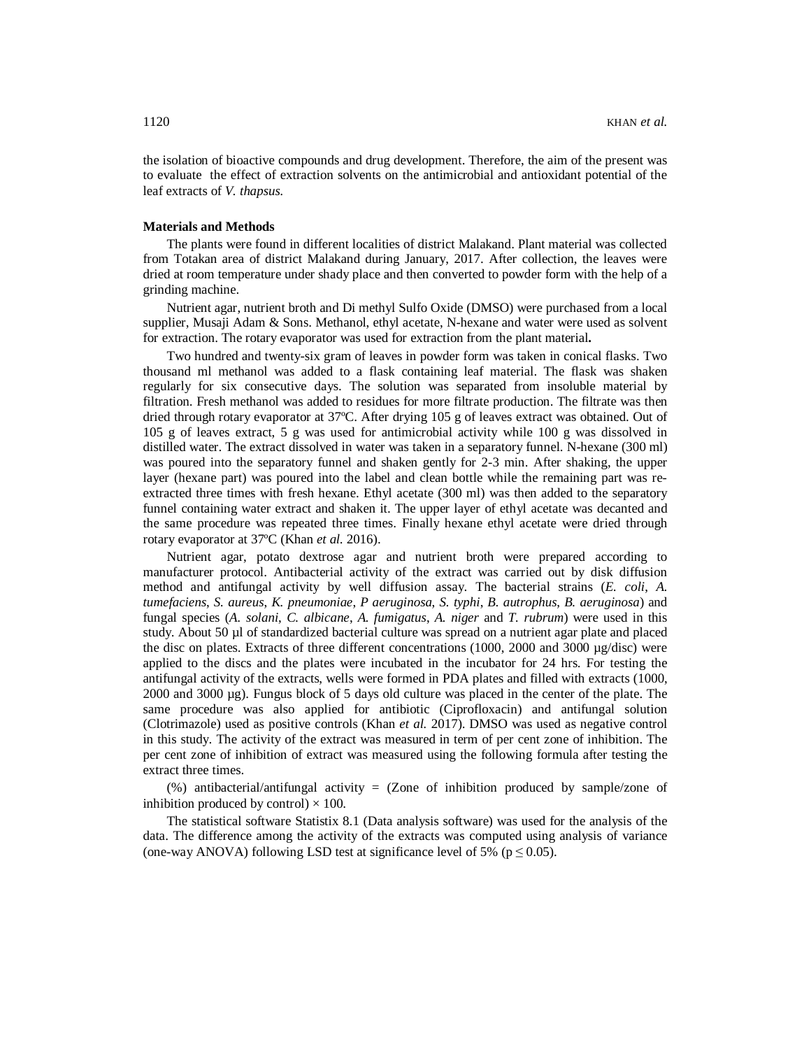the isolation of bioactive compounds and drug development. Therefore, the aim of the present was to evaluate the effect of extraction solvents on the antimicrobial and antioxidant potential of the leaf extracts of *V. thapsus.*

**Materials and Methods**

The plants were found in different localities of district Malakand. Plant material was collected from Totakan area of district Malakand during January, 2017. After collection, the leaves were dried at room temperature under shady place and then converted to powder form with the help of a grinding machine.

Nutrient agar, nutrient broth and Di methyl Sulfo Oxide (DMSO) were purchased from a local supplier, Musaji Adam & Sons. Methanol, ethyl acetate, N-hexane and water were used as solvent for extraction. The rotary evaporator was used for extraction from the plant material**.**

Two hundred and twenty-six gram of leaves in powder form was taken in conical flasks. Two thousand ml methanol was added to a flask containing leaf material. The flask was shaken regularly for six consecutive days. The solution was separated from insoluble material by filtration. Fresh methanol was added to residues for more filtrate production. The filtrate was then dried through rotary evaporator at 37ºC. After drying 105 g of leaves extract was obtained. Out of 105 g of leaves extract, 5 g was used for antimicrobial activity while 100 g was dissolved in distilled water. The extract dissolved in water was taken in a separatory funnel. N-hexane (300 ml) was poured into the separatory funnel and shaken gently for 2-3 min. After shaking, the upper layer (hexane part) was poured into the label and clean bottle while the remaining part was re-extracted three times with fresh hexane. Ethyl acetate (300 ml) was then added to the separatory funnel containing water extract and shaken it. The upper layer of ethyl acetate was decanted and the same procedure was repeated three times. Finally hexane ethyl acetate were dried through rotary evaporator at 37ºC (Khan *et al.* 2016).

Nutrient agar, potato dextrose agar and nutrient broth were prepared according to manufacturer protocol. Antibacterial activity of the extract was carried out by disk diffusion method and antifungal activity by well diffusion assay. The bacterial strains (*E. coli*, *A. tumefaciens*, *S. aureus*, *K. pneumoniae*, *P aeruginosa*, *S. typhi*, *B. autrophus*, *B. aeruginosa*) and fungal species (*A. solani*, *C. albicane*, *A. fumigatus*, *A. niger* and *T. rubrum*) were used in this study. About 50 µl of standardized bacterial culture was spread on a nutrient agar plate and placed the disc on plates. Extracts of three different concentrations (1000, 2000 and 3000 µg/disc) were applied to the discs and the plates were incubated in the incubator for 24 hrs. For testing the antifungal activity of the extracts, wells were formed in PDA plates and filled with extracts (1000, 2000 and 3000 µg). Fungus block of 5 days old culture was placed in the center of the plate. The same procedure was also applied for antibiotic (Ciprofloxacin) and antifungal solution (Clotrimazole) used as positive controls (Khan *et al.* 2017). DMSO was used as negative control in this study. The activity of the extract was measured in term of per cent zone of inhibition. The per cent zone of inhibition of extract was measured using the following formula after testing the extract three times.

(%) antibacterial/antifungal activity = (Zone of inhibition produced by sample/zone of inhibition produced by control) $\times$ 100.

The statistical software Statistix 8.1 (Data analysis software) was used for the analysis of the data. The difference among the activity of the extracts was computed using analysis of variance (one-way ANOVA) following LSD test at significance level of 5% ($p \leq 0.05$).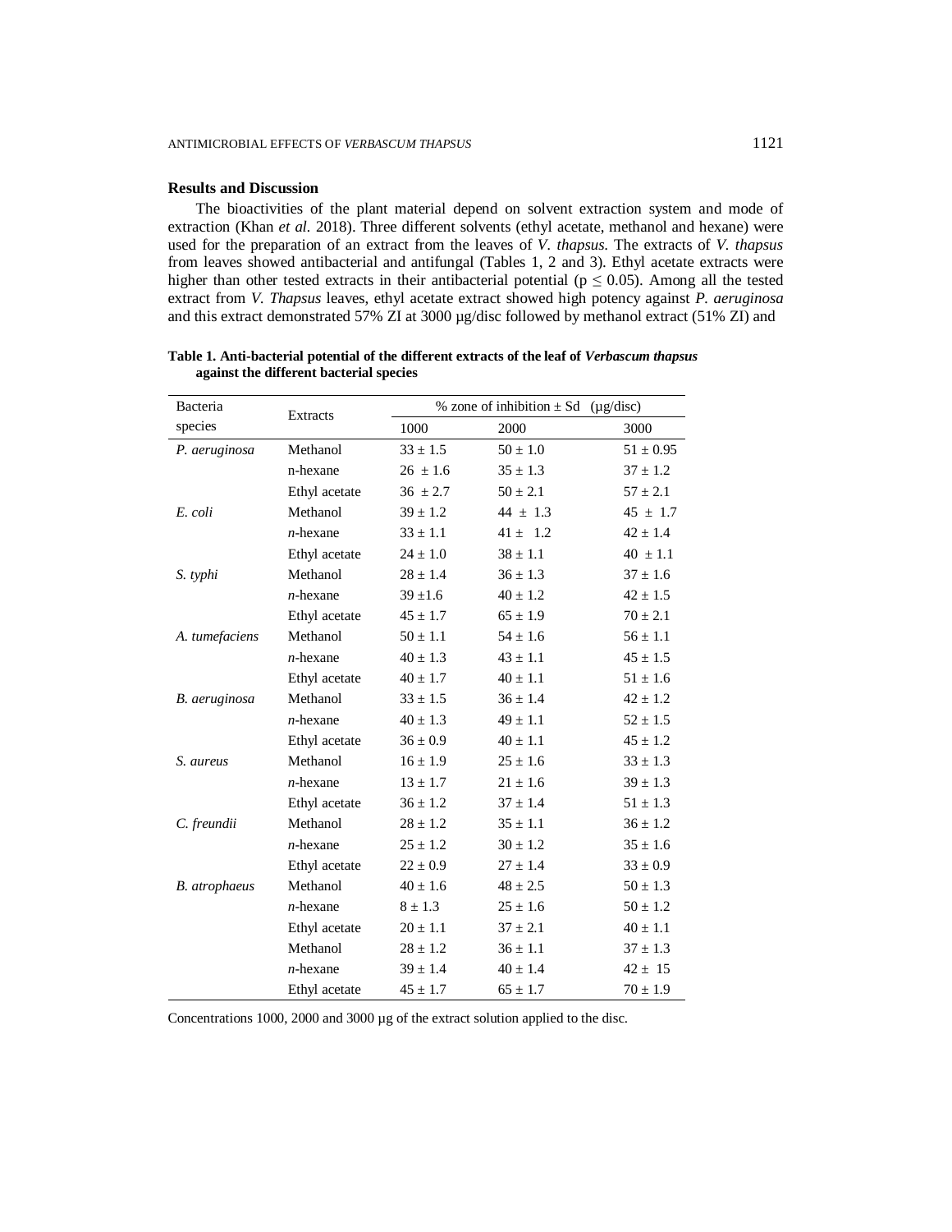## Results and Discussion

The bioactivities of the plant material depend on solvent extraction system and mode of extraction (Khan *et al.* 2018). Three different solvents (ethyl acetate, methanol and hexane) were used for the preparation of an extract from the leaves of *V. thapsus*. The extracts of *V. thapsus* from leaves showed antibacterial and antifungal (Tables 1, 2 and 3). Ethyl acetate extracts were higher than other tested extracts in their antibacterial potential ($p \leq 0.05$). Among all the tested extract from *V. Thapsus* leaves, ethyl acetate extract showed high potency against *P. aeruginosa* and this extract demonstrated 57% ZI at 3000 µg/disc followed by methanol extract (51% ZI) and

**Table 1. Anti-bacterial potential of the different extracts of the leaf of *Verbascum thapsus* against the different bacterial species**

| Bacteria species | Extracts | % zone of inhibition ± Sd (µg/disc) | | |
|---|---|---|---|---|
| | | 1000 | 2000 | 3000 |
| *P. aeruginosa* | Methanol | 33 ± 1.5 | 50 ± 1.0 | 51 ± 0.95 |
| | n-hexane | 26 ± 1.6 | 35 ± 1.3 | 37 ± 1.2 |
| | Ethyl acetate | 36 ± 2.7 | 50 ± 2.1 | 57 ± 2.1 |
| *E. coli* | Methanol | 39 ± 1.2 | 44 ± 1.3 | 45 ± 1.7 |
| | *n*-hexane | 33 ± 1.1 | 41 ± 1.2 | 42 ± 1.4 |
| | Ethyl acetate | 24 ± 1.0 | 38 ± 1.1 | 40 ± 1.1 |
| *S. typhi* | Methanol | 28 ± 1.4 | 36 ± 1.3 | 37 ± 1.6 |
| | *n*-hexane | 39 ±1.6 | 40 ± 1.2 | 42 ± 1.5 |
| | Ethyl acetate | 45 ± 1.7 | 65 ± 1.9 | 70 ± 2.1 |
| *A. tumefaciens* | Methanol | 50 ± 1.1 | 54 ± 1.6 | 56 ± 1.1 |
| | *n*-hexane | 40 ± 1.3 | 43 ± 1.1 | 45 ± 1.5 |
| | Ethyl acetate | 40 ± 1.7 | 40 ± 1.1 | 51 ± 1.6 |
| *B. aeruginosa* | Methanol | 33 ± 1.5 | 36 ± 1.4 | 42 ± 1.2 |
| | *n*-hexane | 40 ± 1.3 | 49 ± 1.1 | 52 ± 1.5 |
| | Ethyl acetate | 36 ± 0.9 | 40 ± 1.1 | 45 ± 1.2 |
| *S. aureus* | Methanol | 16 ± 1.9 | 25 ± 1.6 | 33 ± 1.3 |
| | *n*-hexane | 13 ± 1.7 | 21 ± 1.6 | 39 ± 1.3 |
| | Ethyl acetate | 36 ± 1.2 | 37 ± 1.4 | 51 ± 1.3 |
| *C. freundii* | Methanol | 28 ± 1.2 | 35 ± 1.1 | 36 ± 1.2 |
| | *n*-hexane | 25 ± 1.2 | 30 ± 1.2 | 35 ± 1.6 |
| | Ethyl acetate | 22 ± 0.9 | 27 ± 1.4 | 33 ± 0.9 |
| *B. atrophaeus* | Methanol | 40 ± 1.6 | 48 ± 2.5 | 50 ± 1.3 |
| | *n*-hexane | 8 ± 1.3 | 25 ± 1.6 | 50 ± 1.2 |
| | Ethyl acetate | 20 ± 1.1 | 37 ± 2.1 | 40 ± 1.1 |
| | Methanol | 28 ± 1.2 | 36 ± 1.1 | 37 ± 1.3 |
| | *n*-hexane | 39 ± 1.4 | 40 ± 1.4 | 42 ± 15 |
| | Ethyl acetate | 45 ± 1.7 | 65 ± 1.7 | 70 ± 1.9 |

Concentrations 1000, 2000 and 3000 µg of the extract solution applied to the disc.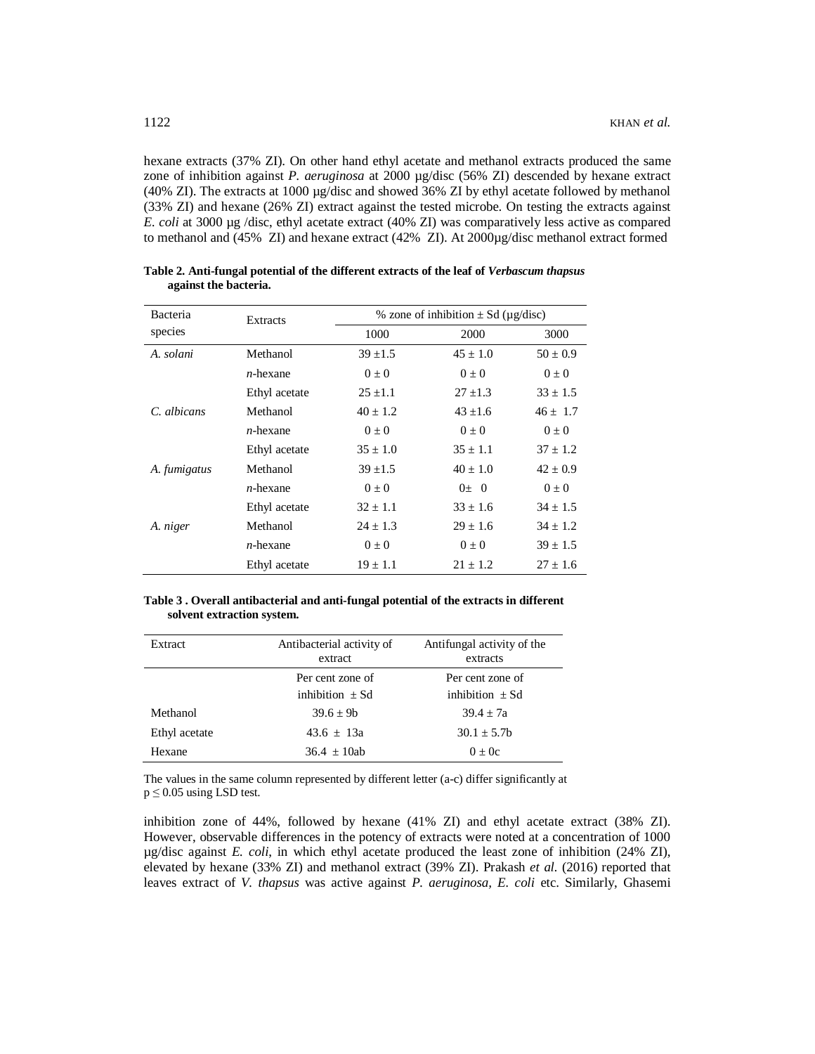hexane extracts (37% ZI). On other hand ethyl acetate and methanol extracts produced the same zone of inhibition against *P. aeruginosa* at 2000 µg/disc (56% ZI) descended by hexane extract (40% ZI). The extracts at 1000 µg/disc and showed 36% ZI by ethyl acetate followed by methanol (33% ZI) and hexane (26% ZI) extract against the tested microbe. On testing the extracts against *E. coli* at 3000 µg /disc, ethyl acetate extract (40% ZI) was comparatively less active as compared to methanol and (45% ZI) and hexane extract (42% ZI). At 2000µg/disc methanol extract formed

**Table 2. Anti-fungal potential of the different extracts of the leaf of *Verbascum thapsus* against the bacteria.**

| Bacteria species | Extracts | % zone of inhibition ± Sd (µg/disc) | | |
|---|---|---|---|---|
| | | 1000 | 2000 | 3000 |
| *A. solani* | Methanol | 39 ±1.5 | 45 ± 1.0 | 50 ± 0.9 |
| | *n*-hexane | 0 ± 0 | 0 ± 0 | 0 ± 0 |
| | Ethyl acetate | 25 ±1.1 | 27 ±1.3 | 33 ± 1.5 |
| *C. albicans* | Methanol | 40 ± 1.2 | 43 ±1.6 | 46 ± 1.7 |
| | *n*-hexane | 0 ± 0 | 0 ± 0 | 0 ± 0 |
| | Ethyl acetate | 35 ± 1.0 | 35 ± 1.1 | 37 ± 1.2 |
| *A. fumigatus* | Methanol | 39 ±1.5 | 40 ± 1.0 | 42 ± 0.9 |
| | *n*-hexane | 0 ± 0 | 0± 0 | 0 ± 0 |
| | Ethyl acetate | 32 ± 1.1 | 33 ± 1.6 | 34 ± 1.5 |
| *A. niger* | Methanol | 24 ± 1.3 | 29 ± 1.6 | 34 ± 1.2 |
| | *n*-hexane | 0 ± 0 | 0 ± 0 | 39 ± 1.5 |
| | Ethyl acetate | 19 ± 1.1 | 21 ± 1.2 | 27 ± 1.6 |

**Table 3 . Overall antibacterial and anti-fungal potential of the extracts in different solvent extraction system.**

| Extract | Antibacterial activity of extract | Antifungal activity of the extracts |
|---|---|---|
| | Per cent zone of inhibition ± Sd | Per cent zone of inhibition ± Sd |
| Methanol | 39.6 ± 9b | 39.4 ± 7a |
| Ethyl acetate | 43.6 ± 13a | 30.1 ± 5.7b |
| Hexane | 36.4 ± 10ab | 0 ± 0c |

The values in the same column represented by different letter (a-c) differ significantly at $p \leq 0.05$ using LSD test.

inhibition zone of 44%, followed by hexane (41% ZI) and ethyl acetate extract (38% ZI). However, observable differences in the potency of extracts were noted at a concentration of 1000 µg/disc against *E. coli*, in which ethyl acetate produced the least zone of inhibition (24% ZI), elevated by hexane (33% ZI) and methanol extract (39% ZI). Prakash *et al.* (2016) reported that leaves extract of *V. thapsus* was active against *P. aeruginosa*, *E. coli* etc. Similarly, Ghasemi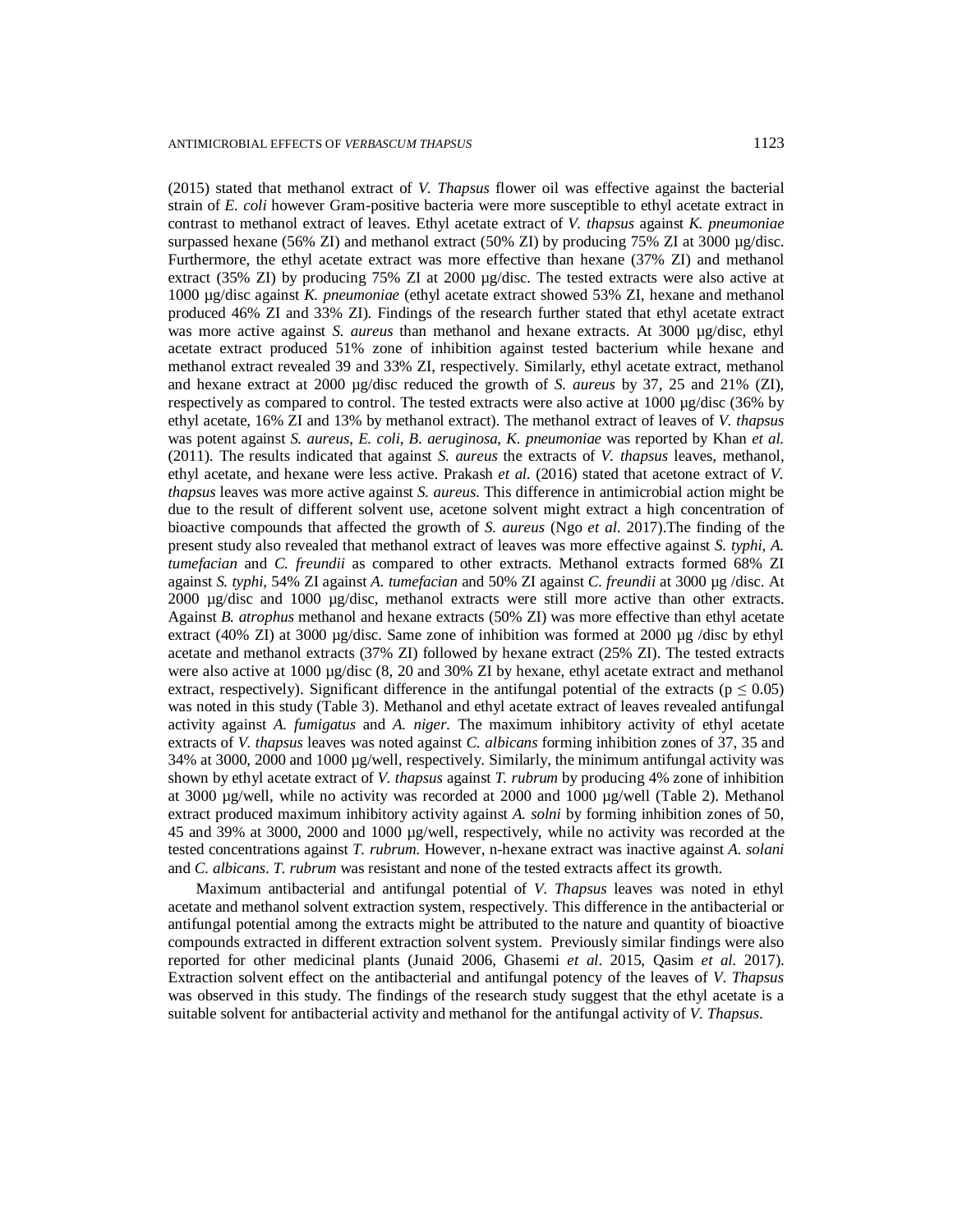(2015) stated that methanol extract of *V. Thapsus* flower oil was effective against the bacterial strain of *E. coli* however Gram-positive bacteria were more susceptible to ethyl acetate extract in contrast to methanol extract of leaves. Ethyl acetate extract of *V. thapsus* against *K. pneumoniae* surpassed hexane (56% ZI) and methanol extract (50% ZI) by producing 75% ZI at 3000 µg/disc. Furthermore, the ethyl acetate extract was more effective than hexane (37% ZI) and methanol extract (35% ZI) by producing 75% ZI at 2000 µg/disc. The tested extracts were also active at 1000 µg/disc against *K. pneumoniae* (ethyl acetate extract showed 53% ZI, hexane and methanol produced 46% ZI and 33% ZI). Findings of the research further stated that ethyl acetate extract was more active against *S. aureus* than methanol and hexane extracts. At 3000 µg/disc, ethyl acetate extract produced 51% zone of inhibition against tested bacterium while hexane and methanol extract revealed 39 and 33% ZI, respectively. Similarly, ethyl acetate extract, methanol and hexane extract at 2000 µg/disc reduced the growth of *S. aureus* by 37, 25 and 21% (ZI), respectively as compared to control. The tested extracts were also active at 1000 µg/disc (36% by ethyl acetate, 16% ZI and 13% by methanol extract). The methanol extract of leaves of *V. thapsus* was potent against *S. aureus*, *E. coli*, *B. aeruginosa*, *K. pneumoniae* was reported by Khan *et al.* (2011). The results indicated that against *S. aureus* the extracts of *V. thapsus* leaves, methanol, ethyl acetate, and hexane were less active. Prakash *et al.* (2016) stated that acetone extract of *V. thapsus* leaves was more active against *S. aureus*. This difference in antimicrobial action might be due to the result of different solvent use, acetone solvent might extract a high concentration of bioactive compounds that affected the growth of *S. aureus* (Ngo *et al.* 2017).The finding of the present study also revealed that methanol extract of leaves was more effective against *S. typhi*, *A. tumefacian* and *C. freundii* as compared to other extracts. Methanol extracts formed 68% ZI against *S. typhi*, 54% ZI against *A. tumefacian* and 50% ZI against *C. freundii* at 3000 µg /disc. At 2000 µg/disc and 1000 µg/disc, methanol extracts were still more active than other extracts. Against *B. atrophus* methanol and hexane extracts (50% ZI) was more effective than ethyl acetate extract (40% ZI) at 3000 µg/disc. Same zone of inhibition was formed at 2000 µg /disc by ethyl acetate and methanol extracts (37% ZI) followed by hexane extract (25% ZI). The tested extracts were also active at 1000 µg/disc (8, 20 and 30% ZI by hexane, ethyl acetate extract and methanol extract, respectively). Significant difference in the antifungal potential of the extracts ($p \leq 0.05$) was noted in this study (Table 3). Methanol and ethyl acetate extract of leaves revealed antifungal activity against *A. fumigatus* and *A. niger*. The maximum inhibitory activity of ethyl acetate extracts of *V. thapsus* leaves was noted against *C. albicans* forming inhibition zones of 37, 35 and 34% at 3000, 2000 and 1000 µg/well, respectively. Similarly, the minimum antifungal activity was shown by ethyl acetate extract of *V. thapsus* against *T. rubrum* by producing 4% zone of inhibition at 3000 µg/well, while no activity was recorded at 2000 and 1000 µg/well (Table 2). Methanol extract produced maximum inhibitory activity against *A. solni* by forming inhibition zones of 50, 45 and 39% at 3000, 2000 and 1000 µg/well, respectively, while no activity was recorded at the tested concentrations against *T. rubrum*. However, n-hexane extract was inactive against *A. solani* and *C. albicans*. *T. rubrum* was resistant and none of the tested extracts affect its growth.

Maximum antibacterial and antifungal potential of *V. Thapsus* leaves was noted in ethyl acetate and methanol solvent extraction system, respectively. This difference in the antibacterial or antifungal potential among the extracts might be attributed to the nature and quantity of bioactive compounds extracted in different extraction solvent system. Previously similar findings were also reported for other medicinal plants (Junaid 2006, Ghasemi *et al*. 2015, Qasim *et al*. 2017). Extraction solvent effect on the antibacterial and antifungal potency of the leaves of *V. Thapsus* was observed in this study. The findings of the research study suggest that the ethyl acetate is a suitable solvent for antibacterial activity and methanol for the antifungal activity of *V. Thapsus*.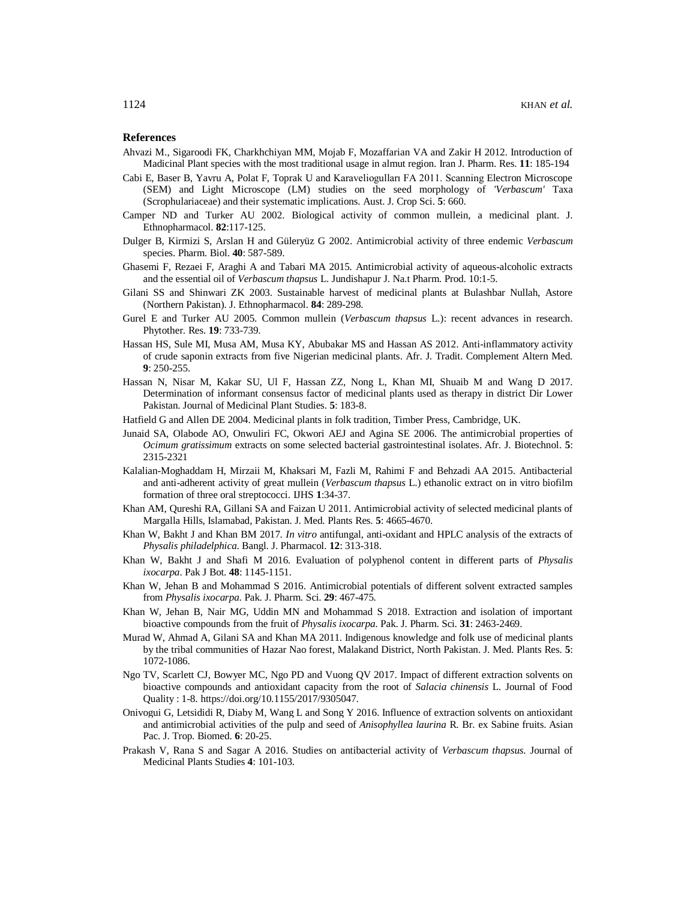## References

Ahvazi M., Sigaroodi FK, Charkhchiyan MM, Mojab F, Mozaffarian VA and Zakir H 2012. Introduction of Madicinal Plant species with the most traditional usage in almut region. Iran J. Pharm. Res. **11**: 185-194

Cabi E, Baser B, Yavru A, Polat F, Toprak U and Karaveliogulları FA 2011. Scanning Electron Microscope (SEM) and Light Microscope (LM) studies on the seed morphology of *'Verbascum'* Taxa (Scrophulariaceae) and their systematic implications. Aust. J. Crop Sci. **5**: 660.

Camper ND and Turker AU 2002. Biological activity of common mullein, a medicinal plant. J. Ethnopharmacol. **82**:117-125.

Dulger B, Kirmizi S, Arslan H and Güleryüz G 2002. Antimicrobial activity of three endemic *Verbascum* species. Pharm. Biol. **40**: 587-589.

Ghasemi F, Rezaei F, Araghi A and Tabari MA 2015. Antimicrobial activity of aqueous-alcoholic extracts and the essential oil of *Verbascum thapsus* L. Jundishapur J. Na.t Pharm. Prod. 10:1-5.

Gilani SS and Shinwari ZK 2003. Sustainable harvest of medicinal plants at Bulashbar Nullah, Astore (Northern Pakistan). J. Ethnopharmacol. **84**: 289-298.

Gurel E and Turker AU 2005. Common mullein (*Verbascum thapsus* L.): recent advances in research. Phytother. Res. **19**: 733-739.

Hassan HS, Sule MI, Musa AM, Musa KY, Abubakar MS and Hassan AS 2012. Anti-inflammatory activity of crude saponin extracts from five Nigerian medicinal plants. Afr. J. Tradit. Complement Altern Med. **9**: 250-255.

Hassan N, Nisar M, Kakar SU, Ul F, Hassan ZZ, Nong L, Khan MI, Shuaib M and Wang D 2017. Determination of informant consensus factor of medicinal plants used as therapy in district Dir Lower Pakistan. Journal of Medicinal Plant Studies. **5**: 183-8.

Hatfield G and Allen DE 2004. Medicinal plants in folk tradition, Timber Press, Cambridge, UK.

Junaid SA, Olabode AO, Onwuliri FC, Okwori AEJ and Agina SE 2006. The antimicrobial properties of *Ocimum gratissimum* extracts on some selected bacterial gastrointestinal isolates. Afr. J. Biotechnol. **5**: 2315-2321

Kalalian-Moghaddam H, Mirzaii M, Khaksari M, Fazli M, Rahimi F and Behzadi AA 2015. Antibacterial and anti-adherent activity of great mullein (*Verbascum thapsus* L.) ethanolic extract on in vitro biofilm formation of three oral streptococci. IJHS **1**:34-37.

Khan AM, Qureshi RA, Gillani SA and Faizan U 2011. Antimicrobial activity of selected medicinal plants of Margalla Hills, Islamabad, Pakistan. J. Med. Plants Res. **5**: 4665-4670.

Khan W, Bakht J and Khan BM 2017. *In vitro* antifungal, anti-oxidant and HPLC analysis of the extracts of *Physalis philadelphica*. Bangl. J. Pharmacol. **12**: 313-318.

Khan W, Bakht J and Shafi M 2016. Evaluation of polyphenol content in different parts of *Physalis ixocarpa*. Pak J Bot. **48**: 1145-1151.

Khan W, Jehan B and Mohammad S 2016. Antimicrobial potentials of different solvent extracted samples from *Physalis ixocarpa*. Pak. J. Pharm. Sci. **29**: 467-475.

Khan W, Jehan B, Nair MG, Uddin MN and Mohammad S 2018. Extraction and isolation of important bioactive compounds from the fruit of *Physalis ixocarpa*. Pak. J. Pharm. Sci. **31**: 2463-2469.

Murad W, Ahmad A, Gilani SA and Khan MA 2011. Indigenous knowledge and folk use of medicinal plants by the tribal communities of Hazar Nao forest, Malakand District, North Pakistan. J. Med. Plants Res. **5**: 1072-1086.

Ngo TV, Scarlett CJ, Bowyer MC, Ngo PD and Vuong QV 2017. Impact of different extraction solvents on bioactive compounds and antioxidant capacity from the root of *Salacia chinensis* L. Journal of Food Quality : 1-8. https://doi.org/10.1155/2017/9305047.

Onivogui G, Letsididi R, Diaby M, Wang L and Song Y 2016. Influence of extraction solvents on antioxidant and antimicrobial activities of the pulp and seed of *Anisophyllea laurina* R. Br. ex Sabine fruits. Asian Pac. J. Trop. Biomed. **6**: 20-25.

Prakash V, Rana S and Sagar A 2016. Studies on antibacterial activity of *Verbascum thapsus.* Journal of Medicinal Plants Studies **4**: 101-103.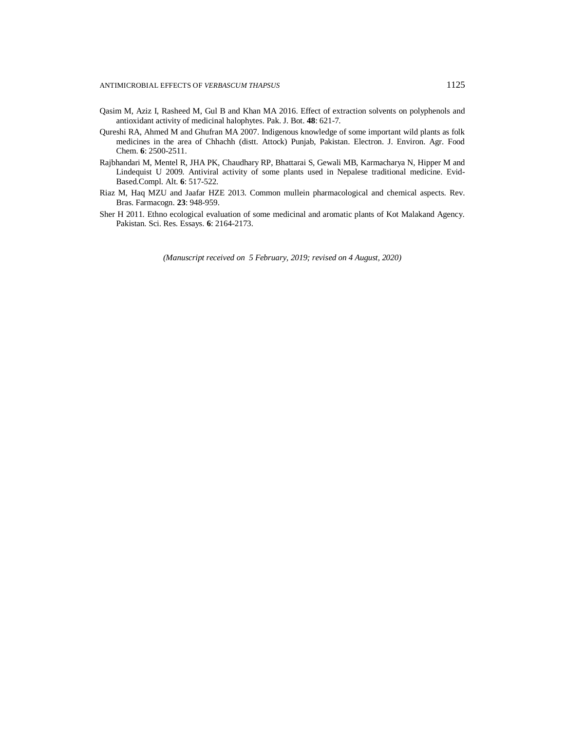Qasim M, Aziz I, Rasheed M, Gul B and Khan MA 2016. Effect of extraction solvents on polyphenols and antioxidant activity of medicinal halophytes. Pak. J. Bot. **48**: 621-7.

Qureshi RA, Ahmed M and Ghufran MA 2007. Indigenous knowledge of some important wild plants as folk medicines in the area of Chhachh (distt. Attock) Punjab, Pakistan. Electron. J. Environ. Agr. Food Chem. **6**: 2500-2511.

Rajbhandari M, Mentel R, JHA PK, Chaudhary RP, Bhattarai S, Gewali MB, Karmacharya N, Hipper M and Lindequist U 2009. Antiviral activity of some plants used in Nepalese traditional medicine. Evid-Based.Compl. Alt. **6**: 517-522.

Riaz M, Haq MZU and Jaafar HZE 2013. Common mullein pharmacological and chemical aspects. Rev. Bras. Farmacogn. **23**: 948-959.

Sher H 2011. Ethno ecological evaluation of some medicinal and aromatic plants of Kot Malakand Agency. Pakistan. Sci. Res. Essays. **6**: 2164-2173.

*(Manuscript received on 5 February, 2019; revised on 4 August, 2020)*